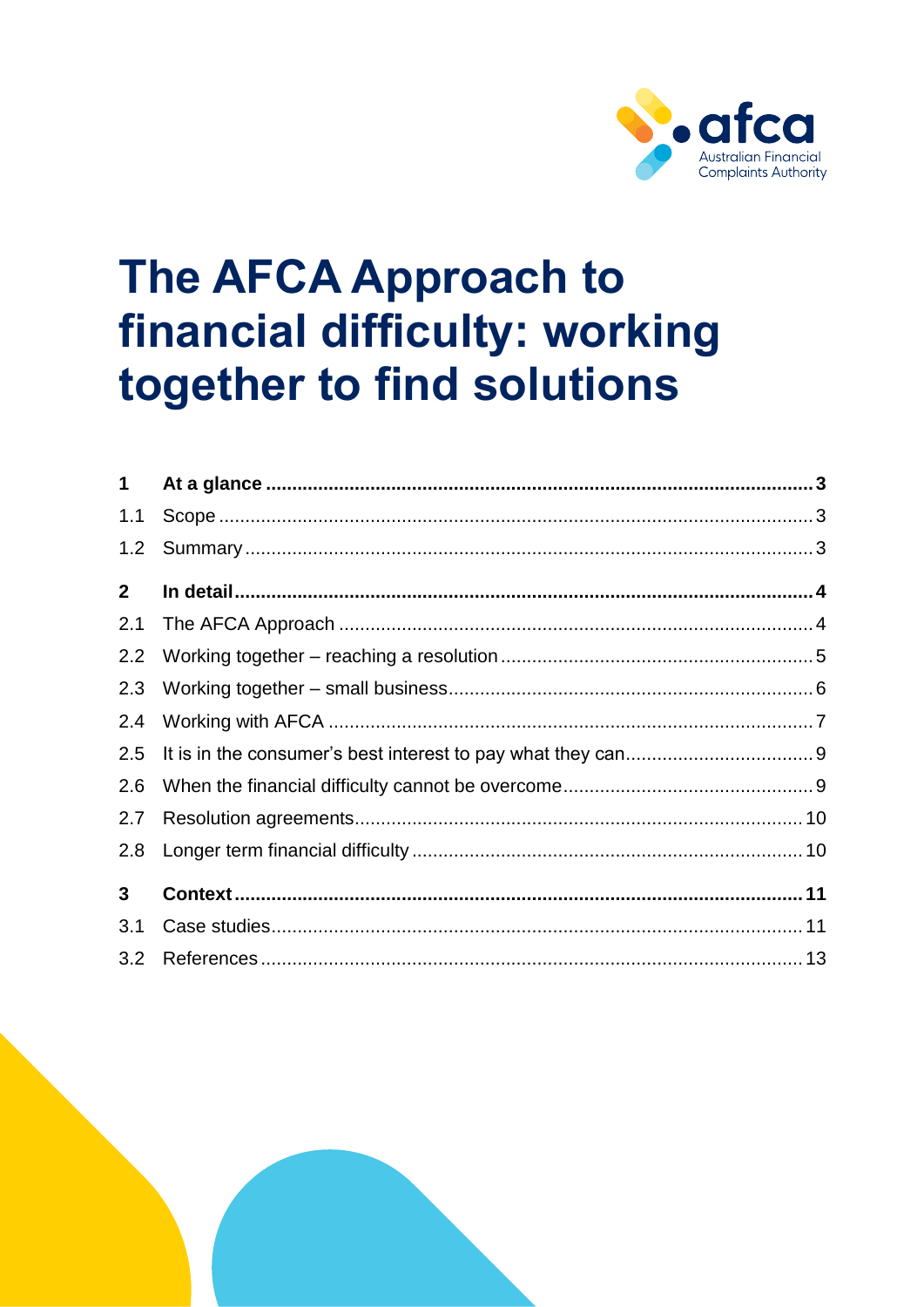afca
Australian Financial Complaints Authority

# The AFCA Approach to financial difficulty: working together to find solutions

| | | |
|---|---|---|
| **1** | **At a glance** | **3** |
| 1.1 | Scope | 3 |
| 1.2 | Summary | 3 |
| **2** | **In detail** | **4** |
| 2.1 | The AFCA Approach | 4 |
| 2.2 | Working together – reaching a resolution | 5 |
| 2.3 | Working together – small business | 6 |
| 2.4 | Working with AFCA | 7 |
| 2.5 | It is in the consumer's best interest to pay what they can | 9 |
| 2.6 | When the financial difficulty cannot be overcome | 9 |
| 2.7 | Resolution agreements | 10 |
| 2.8 | Longer term financial difficulty | 10 |
| **3** | **Context** | **11** |
| 3.1 | Case studies | 11 |
| 3.2 | References | 13 |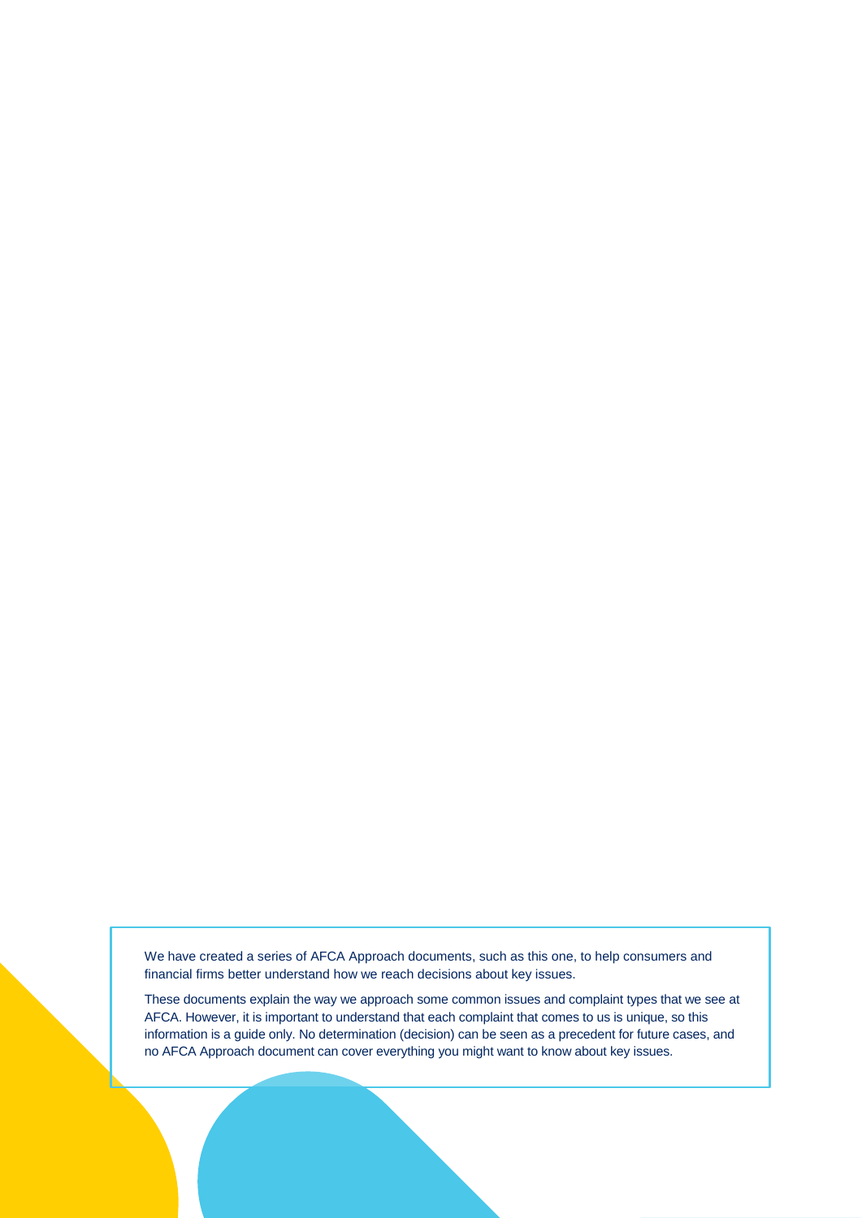We have created a series of AFCA Approach documents, such as this one, to help consumers and financial firms better understand how we reach decisions about key issues.

These documents explain the way we approach some common issues and complaint types that we see at AFCA. However, it is important to understand that each complaint that comes to us is unique, so this information is a guide only. No determination (decision) can be seen as a precedent for future cases, and no AFCA Approach document can cover everything you might want to know about key issues.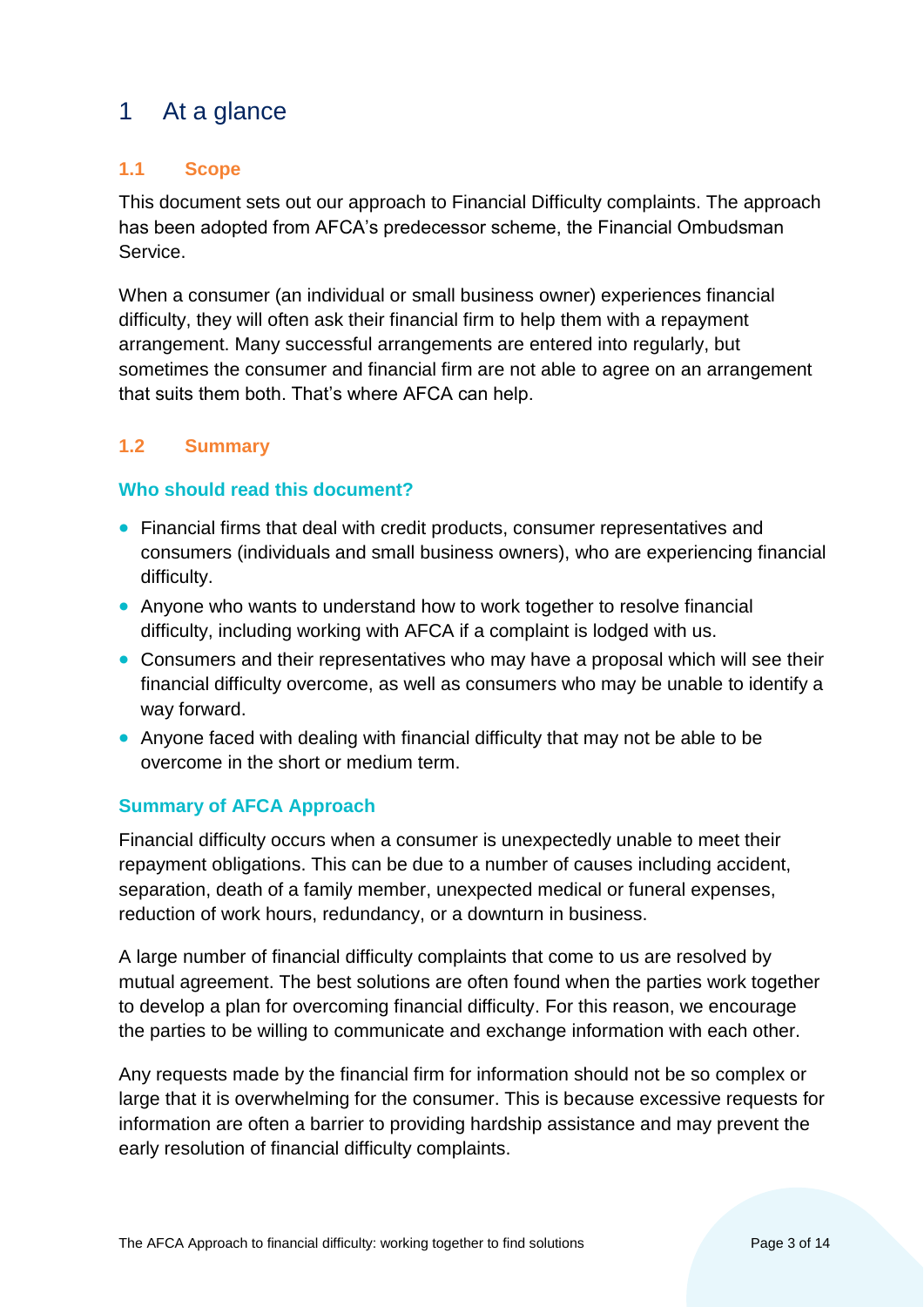# 1 At a glance

## 1.1 Scope

This document sets out our approach to Financial Difficulty complaints. The approach has been adopted from AFCA's predecessor scheme, the Financial Ombudsman Service.

When a consumer (an individual or small business owner) experiences financial difficulty, they will often ask their financial firm to help them with a repayment arrangement. Many successful arrangements are entered into regularly, but sometimes the consumer and financial firm are not able to agree on an arrangement that suits them both. That's where AFCA can help.

## 1.2 Summary

### Who should read this document?

- Financial firms that deal with credit products, consumer representatives and consumers (individuals and small business owners), who are experiencing financial difficulty.
- Anyone who wants to understand how to work together to resolve financial difficulty, including working with AFCA if a complaint is lodged with us.
- Consumers and their representatives who may have a proposal which will see their financial difficulty overcome, as well as consumers who may be unable to identify a way forward.
- Anyone faced with dealing with financial difficulty that may not be able to be overcome in the short or medium term.

### Summary of AFCA Approach

Financial difficulty occurs when a consumer is unexpectedly unable to meet their repayment obligations. This can be due to a number of causes including accident, separation, death of a family member, unexpected medical or funeral expenses, reduction of work hours, redundancy, or a downturn in business.

A large number of financial difficulty complaints that come to us are resolved by mutual agreement. The best solutions are often found when the parties work together to develop a plan for overcoming financial difficulty. For this reason, we encourage the parties to be willing to communicate and exchange information with each other.

Any requests made by the financial firm for information should not be so complex or large that it is overwhelming for the consumer. This is because excessive requests for information are often a barrier to providing hardship assistance and may prevent the early resolution of financial difficulty complaints.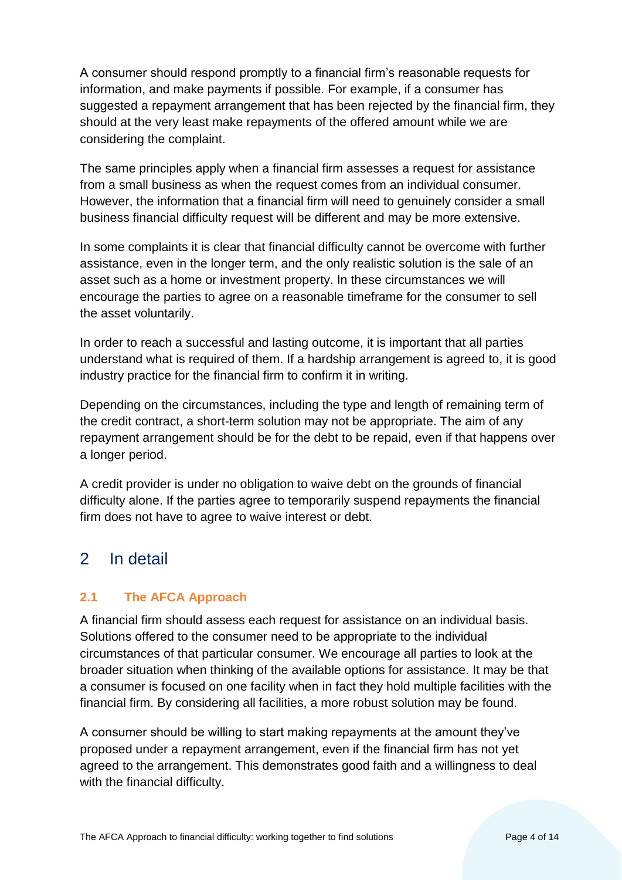A consumer should respond promptly to a financial firm's reasonable requests for information, and make payments if possible. For example, if a consumer has suggested a repayment arrangement that has been rejected by the financial firm, they should at the very least make repayments of the offered amount while we are considering the complaint.

The same principles apply when a financial firm assesses a request for assistance from a small business as when the request comes from an individual consumer. However, the information that a financial firm will need to genuinely consider a small business financial difficulty request will be different and may be more extensive.

In some complaints it is clear that financial difficulty cannot be overcome with further assistance, even in the longer term, and the only realistic solution is the sale of an asset such as a home or investment property. In these circumstances we will encourage the parties to agree on a reasonable timeframe for the consumer to sell the asset voluntarily.

In order to reach a successful and lasting outcome, it is important that all parties understand what is required of them. If a hardship arrangement is agreed to, it is good industry practice for the financial firm to confirm it in writing.

Depending on the circumstances, including the type and length of remaining term of the credit contract, a short-term solution may not be appropriate. The aim of any repayment arrangement should be for the debt to be repaid, even if that happens over a longer period.

A credit provider is under no obligation to waive debt on the grounds of financial difficulty alone. If the parties agree to temporarily suspend repayments the financial firm does not have to agree to waive interest or debt.

## 2 In detail

### 2.1 The AFCA Approach

A financial firm should assess each request for assistance on an individual basis. Solutions offered to the consumer need to be appropriate to the individual circumstances of that particular consumer. We encourage all parties to look at the broader situation when thinking of the available options for assistance. It may be that a consumer is focused on one facility when in fact they hold multiple facilities with the financial firm. By considering all facilities, a more robust solution may be found.

A consumer should be willing to start making repayments at the amount they've proposed under a repayment arrangement, even if the financial firm has not yet agreed to the arrangement. This demonstrates good faith and a willingness to deal with the financial difficulty.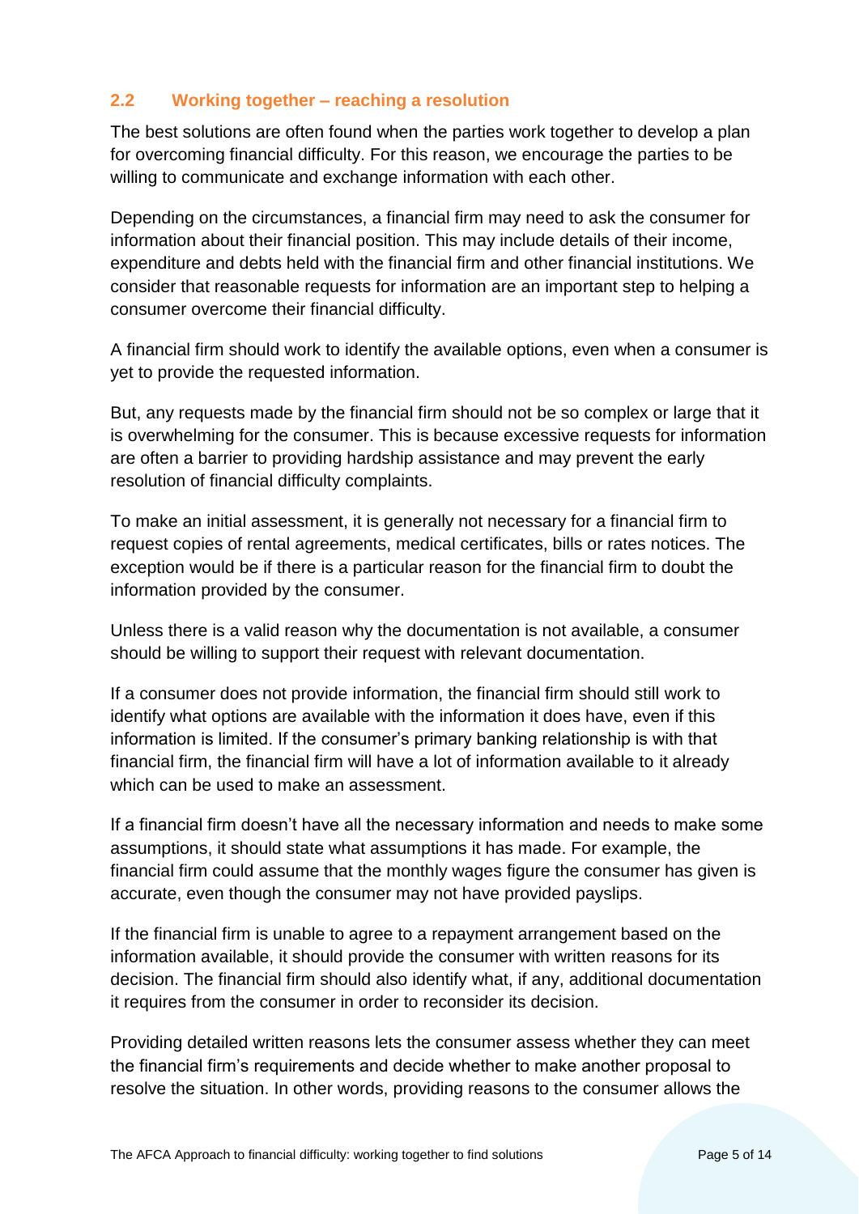### 2.2 Working together – reaching a resolution

The best solutions are often found when the parties work together to develop a plan for overcoming financial difficulty. For this reason, we encourage the parties to be willing to communicate and exchange information with each other.

Depending on the circumstances, a financial firm may need to ask the consumer for information about their financial position. This may include details of their income, expenditure and debts held with the financial firm and other financial institutions. We consider that reasonable requests for information are an important step to helping a consumer overcome their financial difficulty.

A financial firm should work to identify the available options, even when a consumer is yet to provide the requested information.

But, any requests made by the financial firm should not be so complex or large that it is overwhelming for the consumer. This is because excessive requests for information are often a barrier to providing hardship assistance and may prevent the early resolution of financial difficulty complaints.

To make an initial assessment, it is generally not necessary for a financial firm to request copies of rental agreements, medical certificates, bills or rates notices. The exception would be if there is a particular reason for the financial firm to doubt the information provided by the consumer.

Unless there is a valid reason why the documentation is not available, a consumer should be willing to support their request with relevant documentation.

If a consumer does not provide information, the financial firm should still work to identify what options are available with the information it does have, even if this information is limited. If the consumer's primary banking relationship is with that financial firm, the financial firm will have a lot of information available to it already which can be used to make an assessment.

If a financial firm doesn't have all the necessary information and needs to make some assumptions, it should state what assumptions it has made. For example, the financial firm could assume that the monthly wages figure the consumer has given is accurate, even though the consumer may not have provided payslips.

If the financial firm is unable to agree to a repayment arrangement based on the information available, it should provide the consumer with written reasons for its decision. The financial firm should also identify what, if any, additional documentation it requires from the consumer in order to reconsider its decision.

Providing detailed written reasons lets the consumer assess whether they can meet the financial firm's requirements and decide whether to make another proposal to resolve the situation. In other words, providing reasons to the consumer allows the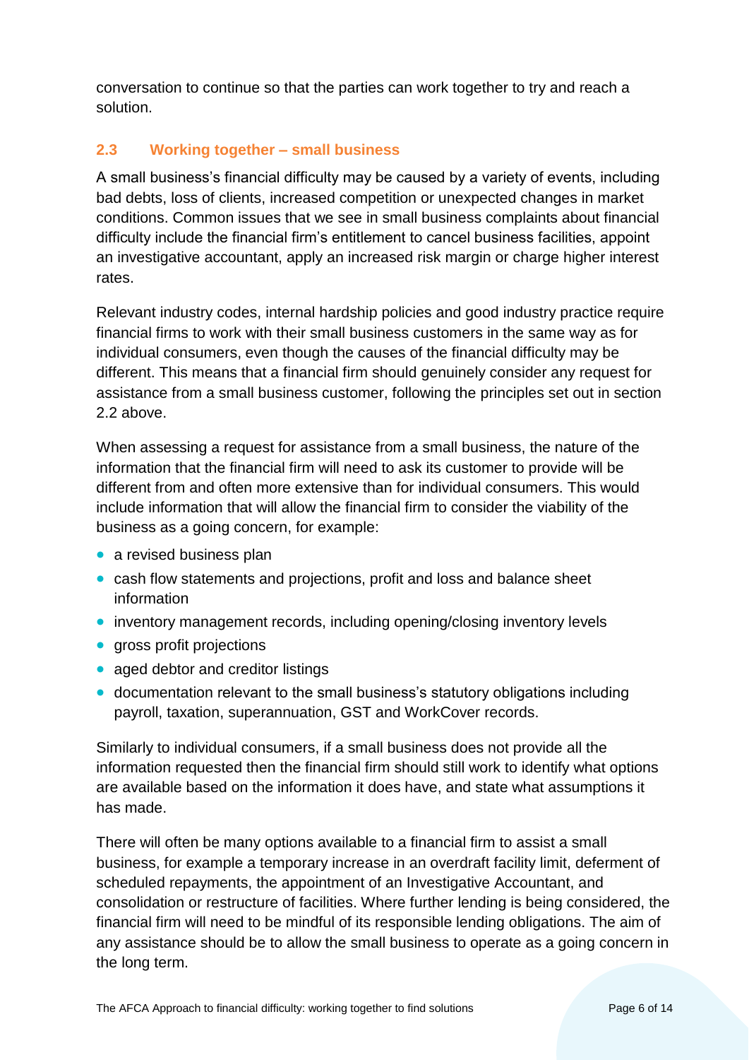conversation to continue so that the parties can work together to try and reach a solution.

### 2.3 Working together – small business

A small business's financial difficulty may be caused by a variety of events, including bad debts, loss of clients, increased competition or unexpected changes in market conditions. Common issues that we see in small business complaints about financial difficulty include the financial firm's entitlement to cancel business facilities, appoint an investigative accountant, apply an increased risk margin or charge higher interest rates.

Relevant industry codes, internal hardship policies and good industry practice require financial firms to work with their small business customers in the same way as for individual consumers, even though the causes of the financial difficulty may be different. This means that a financial firm should genuinely consider any request for assistance from a small business customer, following the principles set out in section 2.2 above.

When assessing a request for assistance from a small business, the nature of the information that the financial firm will need to ask its customer to provide will be different from and often more extensive than for individual consumers. This would include information that will allow the financial firm to consider the viability of the business as a going concern, for example:

- a revised business plan
- cash flow statements and projections, profit and loss and balance sheet information
- inventory management records, including opening/closing inventory levels
- gross profit projections
- aged debtor and creditor listings
- documentation relevant to the small business's statutory obligations including payroll, taxation, superannuation, GST and WorkCover records.

Similarly to individual consumers, if a small business does not provide all the information requested then the financial firm should still work to identify what options are available based on the information it does have, and state what assumptions it has made.

There will often be many options available to a financial firm to assist a small business, for example a temporary increase in an overdraft facility limit, deferment of scheduled repayments, the appointment of an Investigative Accountant, and consolidation or restructure of facilities. Where further lending is being considered, the financial firm will need to be mindful of its responsible lending obligations. The aim of any assistance should be to allow the small business to operate as a going concern in the long term.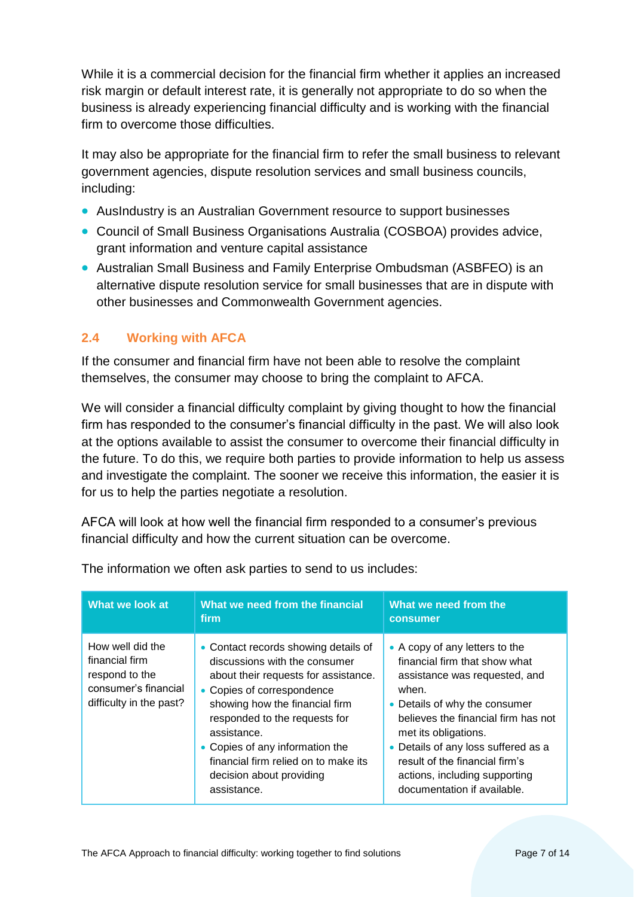While it is a commercial decision for the financial firm whether it applies an increased risk margin or default interest rate, it is generally not appropriate to do so when the business is already experiencing financial difficulty and is working with the financial firm to overcome those difficulties.

It may also be appropriate for the financial firm to refer the small business to relevant government agencies, dispute resolution services and small business councils, including:

- AusIndustry is an Australian Government resource to support businesses
- Council of Small Business Organisations Australia (COSBOA) provides advice, grant information and venture capital assistance
- Australian Small Business and Family Enterprise Ombudsman (ASBFEO) is an alternative dispute resolution service for small businesses that are in dispute with other businesses and Commonwealth Government agencies.

## 2.4 Working with AFCA

If the consumer and financial firm have not been able to resolve the complaint themselves, the consumer may choose to bring the complaint to AFCA.

We will consider a financial difficulty complaint by giving thought to how the financial firm has responded to the consumer's financial difficulty in the past. We will also look at the options available to assist the consumer to overcome their financial difficulty in the future. To do this, we require both parties to provide information to help us assess and investigate the complaint. The sooner we receive this information, the easier it is for us to help the parties negotiate a resolution.

AFCA will look at how well the financial firm responded to a consumer's previous financial difficulty and how the current situation can be overcome.

The information we often ask parties to send to us includes:

| What we look at | What we need from the financial firm | What we need from the consumer |
|---|---|---|
| How well did the financial firm respond to the consumer's financial difficulty in the past? | • Contact records showing details of discussions with the consumer about their requests for assistance.<br>• Copies of correspondence showing how the financial firm responded to the requests for assistance.<br>• Copies of any information the financial firm relied on to make its decision about providing assistance. | • A copy of any letters to the financial firm that show what assistance was requested, and when.<br>• Details of why the consumer believes the financial firm has not met its obligations.<br>• Details of any loss suffered as a result of the financial firm's actions, including supporting documentation if available. |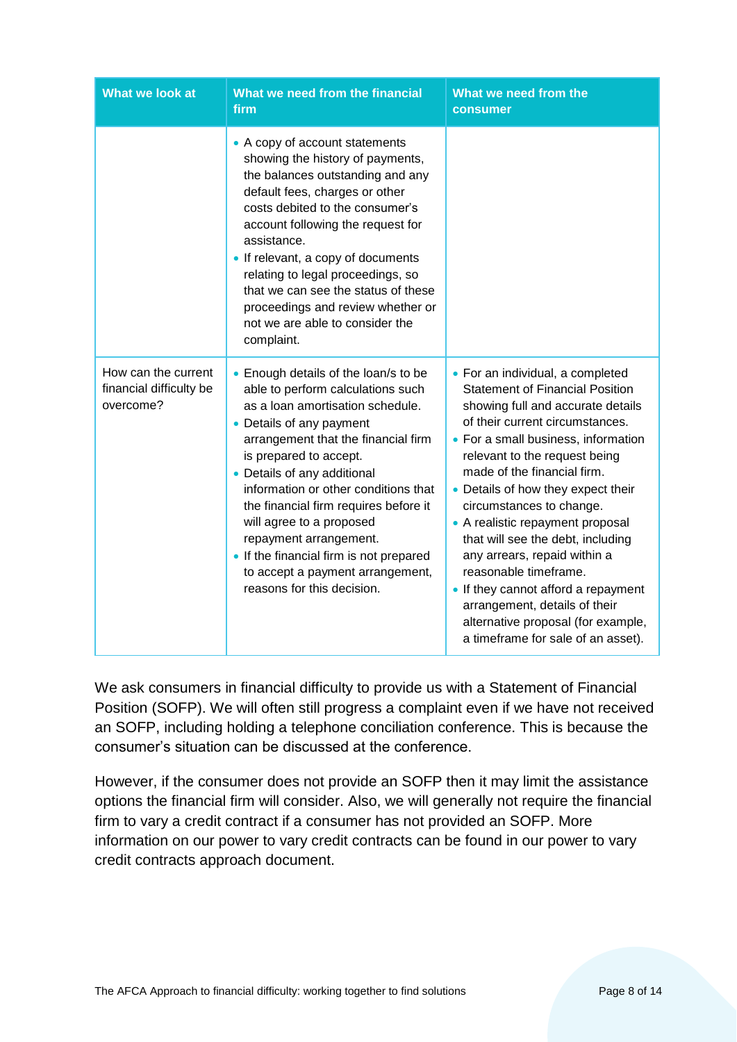| What we look at | What we need from the financial firm | What we need from the consumer |
|---|---|---|
| | • A copy of account statements showing the history of payments, the balances outstanding and any default fees, charges or other costs debited to the consumer's account following the request for assistance.<br>• If relevant, a copy of documents relating to legal proceedings, so that we can see the status of these proceedings and review whether or not we are able to consider the complaint. | |
| How can the current financial difficulty be overcome? | • Enough details of the loan/s to be able to perform calculations such as a loan amortisation schedule.<br>• Details of any payment arrangement that the financial firm is prepared to accept.<br>• Details of any additional information or other conditions that the financial firm requires before it will agree to a proposed repayment arrangement.<br>• If the financial firm is not prepared to accept a payment arrangement, reasons for this decision. | • For an individual, a completed Statement of Financial Position showing full and accurate details of their current circumstances.<br>• For a small business, information relevant to the request being made of the financial firm.<br>• Details of how they expect their circumstances to change.<br>• A realistic repayment proposal that will see the debt, including any arrears, repaid within a reasonable timeframe.<br>• If they cannot afford a repayment arrangement, details of their alternative proposal (for example, a timeframe for sale of an asset). |

We ask consumers in financial difficulty to provide us with a Statement of Financial Position (SOFP). We will often still progress a complaint even if we have not received an SOFP, including holding a telephone conciliation conference. This is because the consumer's situation can be discussed at the conference.

However, if the consumer does not provide an SOFP then it may limit the assistance options the financial firm will consider. Also, we will generally not require the financial firm to vary a credit contract if a consumer has not provided an SOFP. More information on our power to vary credit contracts can be found in our power to vary credit contracts approach document.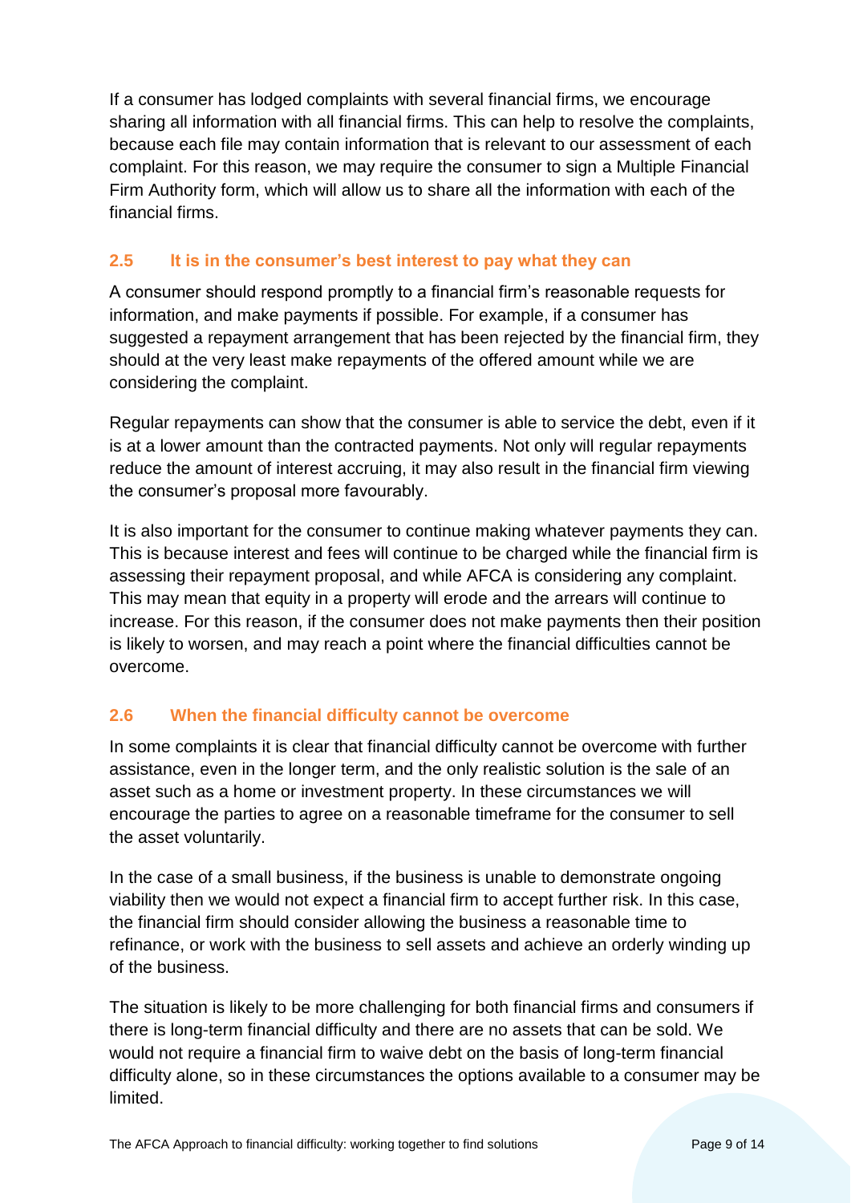If a consumer has lodged complaints with several financial firms, we encourage sharing all information with all financial firms. This can help to resolve the complaints, because each file may contain information that is relevant to our assessment of each complaint. For this reason, we may require the consumer to sign a Multiple Financial Firm Authority form, which will allow us to share all the information with each of the financial firms.

### 2.5 It is in the consumer's best interest to pay what they can

A consumer should respond promptly to a financial firm's reasonable requests for information, and make payments if possible. For example, if a consumer has suggested a repayment arrangement that has been rejected by the financial firm, they should at the very least make repayments of the offered amount while we are considering the complaint.

Regular repayments can show that the consumer is able to service the debt, even if it is at a lower amount than the contracted payments. Not only will regular repayments reduce the amount of interest accruing, it may also result in the financial firm viewing the consumer's proposal more favourably.

It is also important for the consumer to continue making whatever payments they can. This is because interest and fees will continue to be charged while the financial firm is assessing their repayment proposal, and while AFCA is considering any complaint. This may mean that equity in a property will erode and the arrears will continue to increase. For this reason, if the consumer does not make payments then their position is likely to worsen, and may reach a point where the financial difficulties cannot be overcome.

### 2.6 When the financial difficulty cannot be overcome

In some complaints it is clear that financial difficulty cannot be overcome with further assistance, even in the longer term, and the only realistic solution is the sale of an asset such as a home or investment property. In these circumstances we will encourage the parties to agree on a reasonable timeframe for the consumer to sell the asset voluntarily.

In the case of a small business, if the business is unable to demonstrate ongoing viability then we would not expect a financial firm to accept further risk. In this case, the financial firm should consider allowing the business a reasonable time to refinance, or work with the business to sell assets and achieve an orderly winding up of the business.

The situation is likely to be more challenging for both financial firms and consumers if there is long-term financial difficulty and there are no assets that can be sold. We would not require a financial firm to waive debt on the basis of long-term financial difficulty alone, so in these circumstances the options available to a consumer may be limited.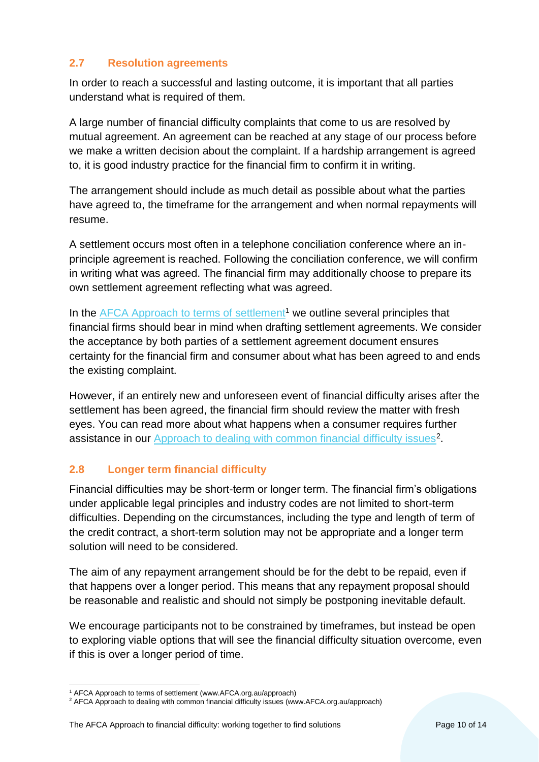## 2.7 Resolution agreements

In order to reach a successful and lasting outcome, it is important that all parties understand what is required of them.

A large number of financial difficulty complaints that come to us are resolved by mutual agreement. An agreement can be reached at any stage of our process before we make a written decision about the complaint. If a hardship arrangement is agreed to, it is good industry practice for the financial firm to confirm it in writing.

The arrangement should include as much detail as possible about what the parties have agreed to, the timeframe for the arrangement and when normal repayments will resume.

A settlement occurs most often in a telephone conciliation conference where an in-principle agreement is reached. Following the conciliation conference, we will confirm in writing what was agreed. The financial firm may additionally choose to prepare its own settlement agreement reflecting what was agreed.

In the AFCA Approach to terms of settlement[1] we outline several principles that financial firms should bear in mind when drafting settlement agreements. We consider the acceptance by both parties of a settlement agreement document ensures certainty for the financial firm and consumer about what has been agreed to and ends the existing complaint.

However, if an entirely new and unforeseen event of financial difficulty arises after the settlement has been agreed, the financial firm should review the matter with fresh eyes. You can read more about what happens when a consumer requires further assistance in our Approach to dealing with common financial difficulty issues[2].

## 2.8 Longer term financial difficulty

Financial difficulties may be short-term or longer term. The financial firm's obligations under applicable legal principles and industry codes are not limited to short-term difficulties. Depending on the circumstances, including the type and length of term of the credit contract, a short-term solution may not be appropriate and a longer term solution will need to be considered.

The aim of any repayment arrangement should be for the debt to be repaid, even if that happens over a longer period. This means that any repayment proposal should be reasonable and realistic and should not simply be postponing inevitable default.

We encourage participants not to be constrained by timeframes, but instead be open to exploring viable options that will see the financial difficulty situation overcome, even if this is over a longer period of time.

---

[1] AFCA Approach to terms of settlement (www.AFCA.org.au/approach)

[2] AFCA Approach to dealing with common financial difficulty issues (www.AFCA.org.au/approach)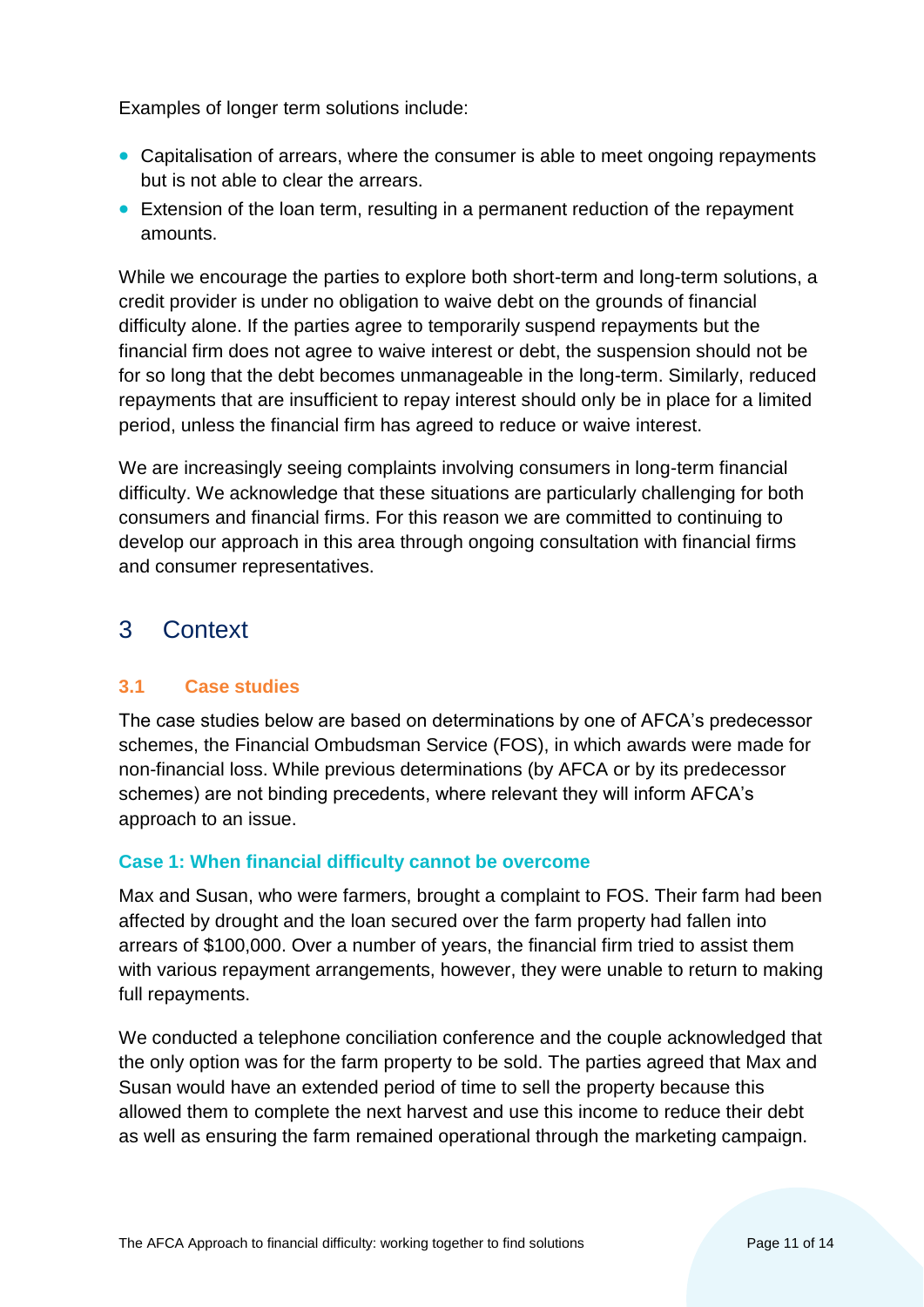Examples of longer term solutions include:

- Capitalisation of arrears, where the consumer is able to meet ongoing repayments but is not able to clear the arrears.
- Extension of the loan term, resulting in a permanent reduction of the repayment amounts.

While we encourage the parties to explore both short-term and long-term solutions, a credit provider is under no obligation to waive debt on the grounds of financial difficulty alone. If the parties agree to temporarily suspend repayments but the financial firm does not agree to waive interest or debt, the suspension should not be for so long that the debt becomes unmanageable in the long-term. Similarly, reduced repayments that are insufficient to repay interest should only be in place for a limited period, unless the financial firm has agreed to reduce or waive interest.

We are increasingly seeing complaints involving consumers in long-term financial difficulty. We acknowledge that these situations are particularly challenging for both consumers and financial firms. For this reason we are committed to continuing to develop our approach in this area through ongoing consultation with financial firms and consumer representatives.

# 3 Context

## 3.1 Case studies

The case studies below are based on determinations by one of AFCA's predecessor schemes, the Financial Ombudsman Service (FOS), in which awards were made for non-financial loss. While previous determinations (by AFCA or by its predecessor schemes) are not binding precedents, where relevant they will inform AFCA's approach to an issue.

### Case 1: When financial difficulty cannot be overcome

Max and Susan, who were farmers, brought a complaint to FOS. Their farm had been affected by drought and the loan secured over the farm property had fallen into arrears of $100,000. Over a number of years, the financial firm tried to assist them with various repayment arrangements, however, they were unable to return to making full repayments.

We conducted a telephone conciliation conference and the couple acknowledged that the only option was for the farm property to be sold. The parties agreed that Max and Susan would have an extended period of time to sell the property because this allowed them to complete the next harvest and use this income to reduce their debt as well as ensuring the farm remained operational through the marketing campaign.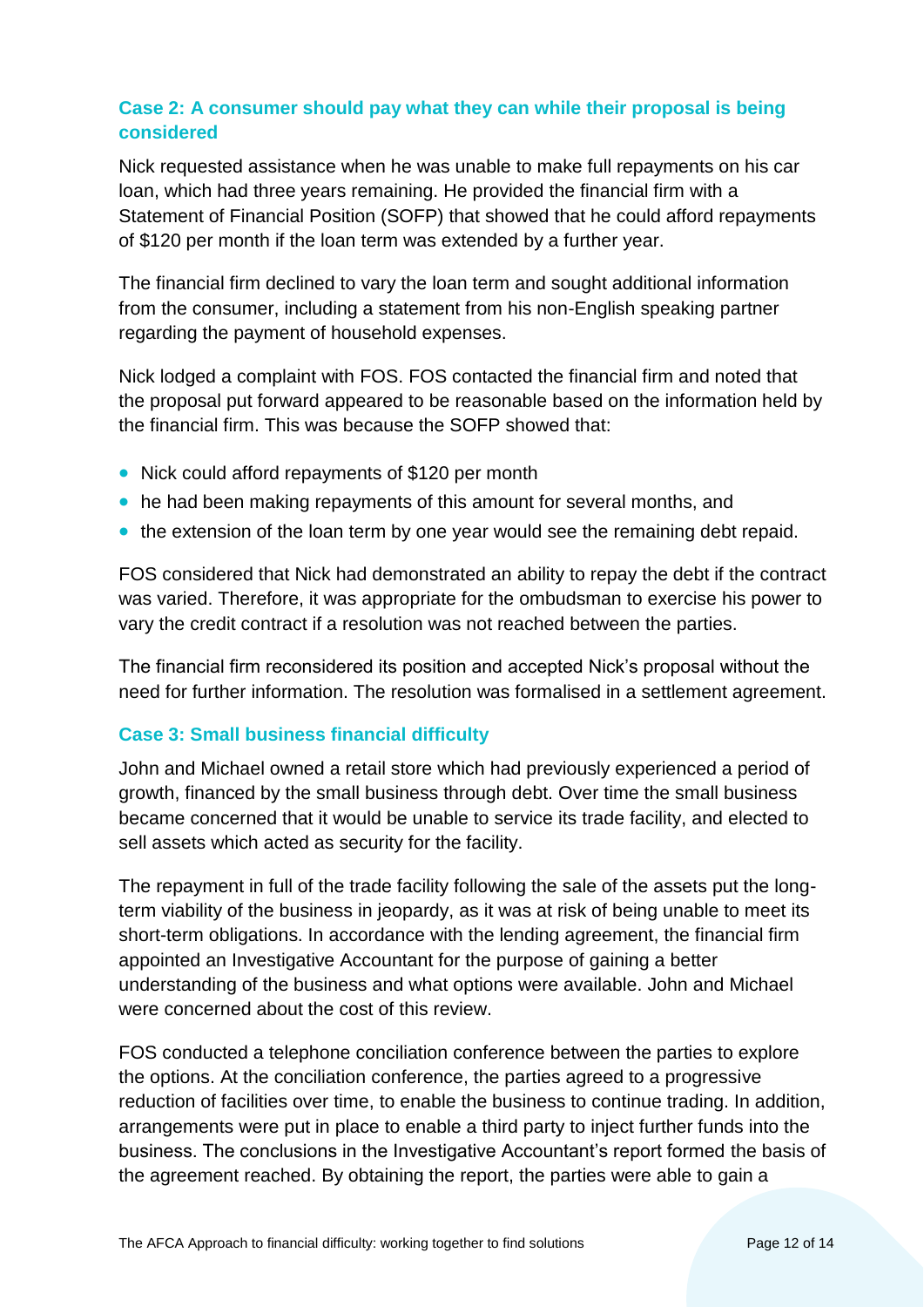### Case 2: A consumer should pay what they can while their proposal is being considered

Nick requested assistance when he was unable to make full repayments on his car loan, which had three years remaining. He provided the financial firm with a Statement of Financial Position (SOFP) that showed that he could afford repayments of $120 per month if the loan term was extended by a further year.

The financial firm declined to vary the loan term and sought additional information from the consumer, including a statement from his non-English speaking partner regarding the payment of household expenses.

Nick lodged a complaint with FOS. FOS contacted the financial firm and noted that the proposal put forward appeared to be reasonable based on the information held by the financial firm. This was because the SOFP showed that:

- Nick could afford repayments of $120 per month
- he had been making repayments of this amount for several months, and
- the extension of the loan term by one year would see the remaining debt repaid.

FOS considered that Nick had demonstrated an ability to repay the debt if the contract was varied. Therefore, it was appropriate for the ombudsman to exercise his power to vary the credit contract if a resolution was not reached between the parties.

The financial firm reconsidered its position and accepted Nick's proposal without the need for further information. The resolution was formalised in a settlement agreement.

### Case 3: Small business financial difficulty

John and Michael owned a retail store which had previously experienced a period of growth, financed by the small business through debt. Over time the small business became concerned that it would be unable to service its trade facility, and elected to sell assets which acted as security for the facility.

The repayment in full of the trade facility following the sale of the assets put the long-term viability of the business in jeopardy, as it was at risk of being unable to meet its short-term obligations. In accordance with the lending agreement, the financial firm appointed an Investigative Accountant for the purpose of gaining a better understanding of the business and what options were available. John and Michael were concerned about the cost of this review.

FOS conducted a telephone conciliation conference between the parties to explore the options. At the conciliation conference, the parties agreed to a progressive reduction of facilities over time, to enable the business to continue trading. In addition, arrangements were put in place to enable a third party to inject further funds into the business. The conclusions in the Investigative Accountant's report formed the basis of the agreement reached. By obtaining the report, the parties were able to gain a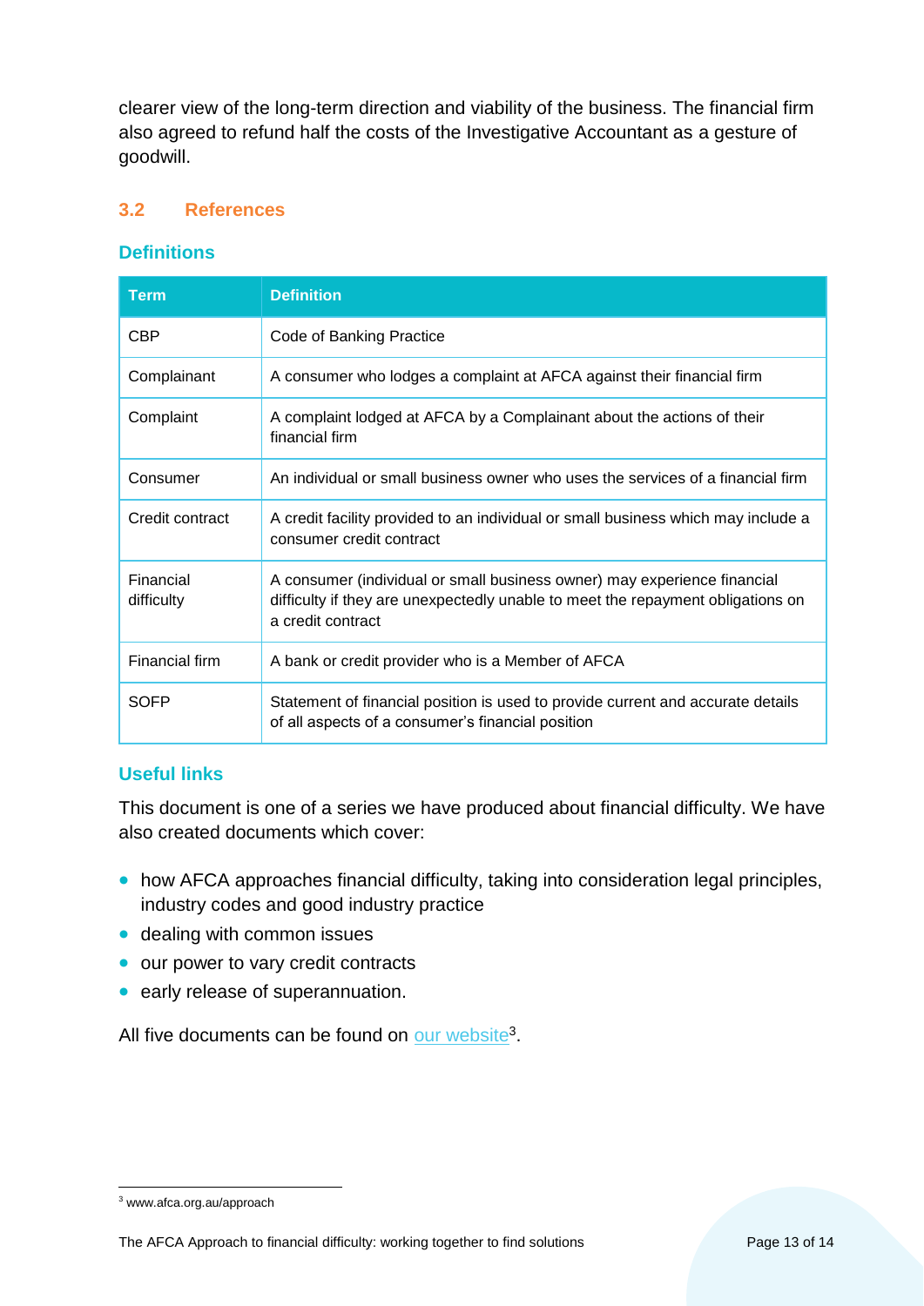clearer view of the long-term direction and viability of the business. The financial firm also agreed to refund half the costs of the Investigative Accountant as a gesture of goodwill.

## 3.2 References

### Definitions

| Term | Definition |
| --- | --- |
| CBP | Code of Banking Practice |
| Complainant | A consumer who lodges a complaint at AFCA against their financial firm |
| Complaint | A complaint lodged at AFCA by a Complainant about the actions of their financial firm |
| Consumer | An individual or small business owner who uses the services of a financial firm |
| Credit contract | A credit facility provided to an individual or small business which may include a consumer credit contract |
| Financial difficulty | A consumer (individual or small business owner) may experience financial difficulty if they are unexpectedly unable to meet the repayment obligations on a credit contract |
| Financial firm | A bank or credit provider who is a Member of AFCA |
| SOFP | Statement of financial position is used to provide current and accurate details of all aspects of a consumer's financial position |

### Useful links

This document is one of a series we have produced about financial difficulty. We have also created documents which cover:

- how AFCA approaches financial difficulty, taking into consideration legal principles, industry codes and good industry practice
- dealing with common issues
- our power to vary credit contracts
- early release of superannuation.

All five documents can be found on our website[3].

[3] www.afca.org.au/approach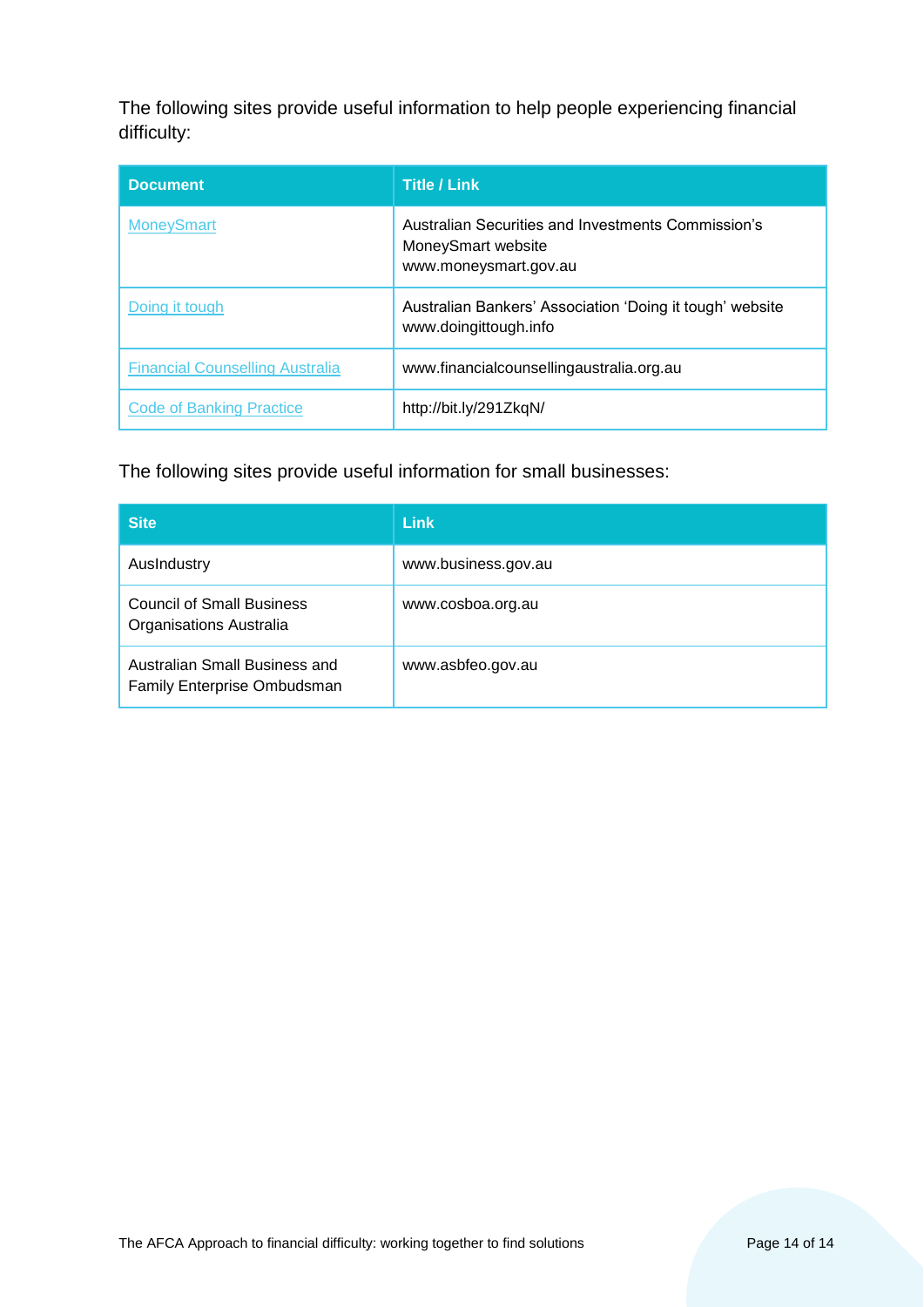The following sites provide useful information to help people experiencing financial difficulty:

| Document | Title / Link |
| --- | --- |
| MoneySmart | Australian Securities and Investments Commission's MoneySmart website www.moneysmart.gov.au |
| Doing it tough | Australian Bankers' Association 'Doing it tough' website www.doingittough.info |
| Financial Counselling Australia | www.financialcounsellingaustralia.org.au |
| Code of Banking Practice | http://bit.ly/291ZkqN/ |

The following sites provide useful information for small businesses:

| Site | Link |
| --- | --- |
| AusIndustry | www.business.gov.au |
| Council of Small Business Organisations Australia | www.cosboa.org.au |
| Australian Small Business and Family Enterprise Ombudsman | www.asbfeo.gov.au |